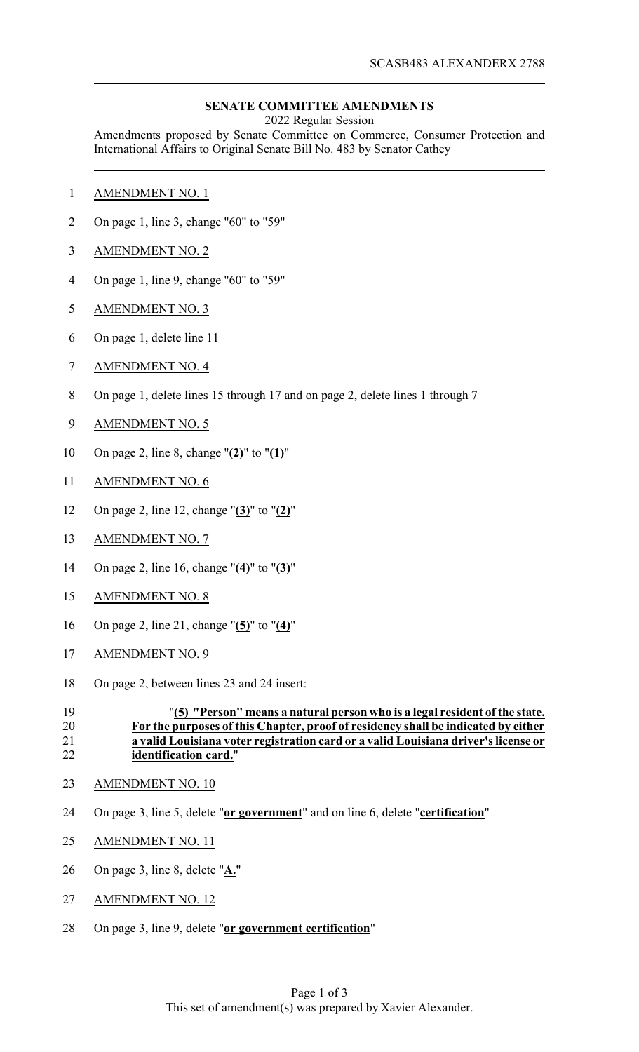SCASB483 ALEXANDERX 2788

## SENATE COMMITTEE AMENDMENTS

2022 Regular Session

Amendments proposed by Senate Committee on Commerce, Consumer Protection and International Affairs to Original Senate Bill No. 483 by Senator Cathey

AMENDMENT NO. 1

On page 1, line 3, change "60" to "59"

AMENDMENT NO. 2

On page 1, line 9, change "60" to "59"

AMENDMENT NO. 3

On page 1, delete line 11

AMENDMENT NO. 4

On page 1, delete lines 15 through 17 and on page 2, delete lines 1 through 7

AMENDMENT NO. 5

On page 2, line 8, change "**(2)**" to "**(1)**"

AMENDMENT NO. 6

On page 2, line 12, change "**(3)**" to "**(2)**"

AMENDMENT NO. 7

On page 2, line 16, change "**(4)**" to "**(3)**"

AMENDMENT NO. 8

On page 2, line 21, change "**(5)**" to "**(4)**"

AMENDMENT NO. 9

On page 2, between lines 23 and 24 insert:

"**(5) "Person" means a natural person who is a legal resident of the state. For the purposes of this Chapter, proof of residency shall be indicated by either a valid Louisiana voter registration card or a valid Louisiana driver's license or identification card.**"

AMENDMENT NO. 10

On page 3, line 5, delete "**or government**" and on line 6, delete "**certification**"

AMENDMENT NO. 11

On page 3, line 8, delete "**A.**"

AMENDMENT NO. 12

On page 3, line 9, delete "**or government certification**"

This set of amendment(s) was prepared by Xavier Alexander.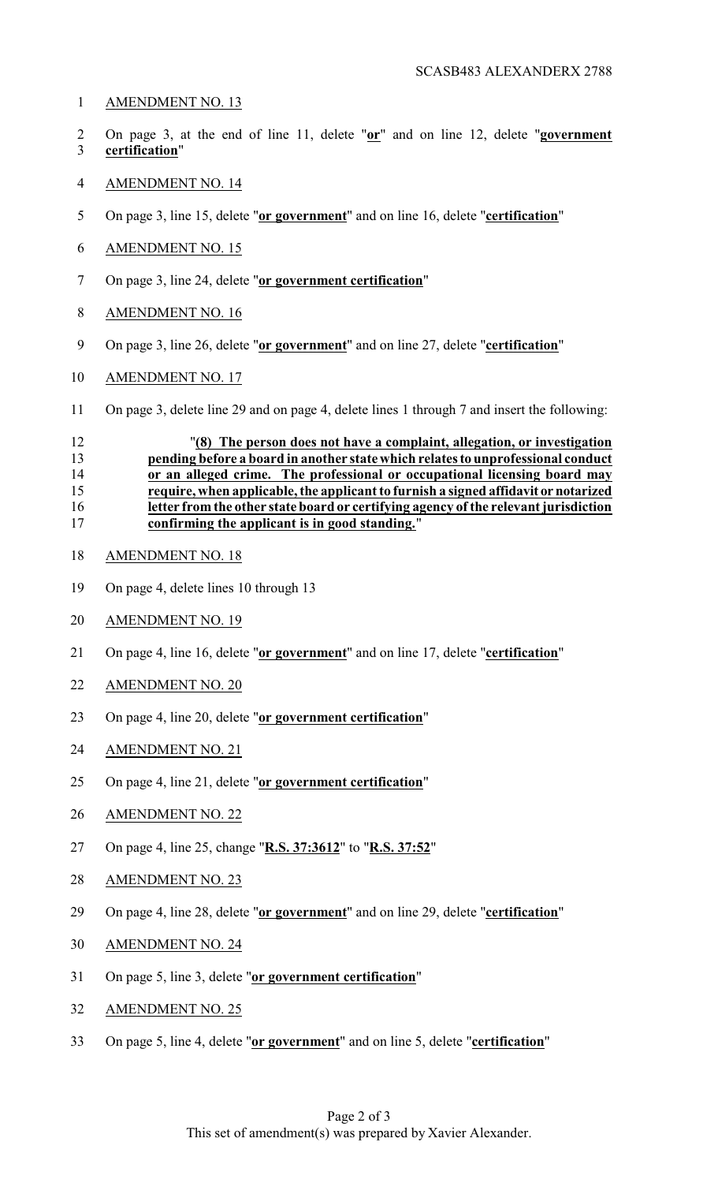AMENDMENT NO. 13

On page 3, at the end of line 11, delete "**or**" and on line 12, delete "**government certification**"

AMENDMENT NO. 14

On page 3, line 15, delete "**or government**" and on line 16, delete "**certification**"

AMENDMENT NO. 15

On page 3, line 24, delete "**or government certification**"

AMENDMENT NO. 16

On page 3, line 26, delete "**or government**" and on line 27, delete "**certification**"

AMENDMENT NO. 17

On page 3, delete line 29 and on page 4, delete lines 1 through 7 and insert the following:

"**(8) The person does not have a complaint, allegation, or investigation pending before a board in another state which relates to unprofessional conduct or an alleged crime. The professional or occupational licensing board may require, when applicable, the applicant to furnish a signed affidavit or notarized letter from the other state board or certifying agency of the relevant jurisdiction confirming the applicant is in good standing.**"

AMENDMENT NO. 18

On page 4, delete lines 10 through 13

AMENDMENT NO. 19

On page 4, line 16, delete "**or government**" and on line 17, delete "**certification**"

AMENDMENT NO. 20

On page 4, line 20, delete "**or government certification**"

AMENDMENT NO. 21

On page 4, line 21, delete "**or government certification**"

AMENDMENT NO. 22

On page 4, line 25, change "**R.S. 37:3612**" to "**R.S. 37:52**"

AMENDMENT NO. 23

On page 4, line 28, delete "**or government**" and on line 29, delete "**certification**"

AMENDMENT NO. 24

On page 5, line 3, delete "**or government certification**"

AMENDMENT NO. 25

On page 5, line 4, delete "**or government**" and on line 5, delete "**certification**"

This set of amendment(s) was prepared by Xavier Alexander.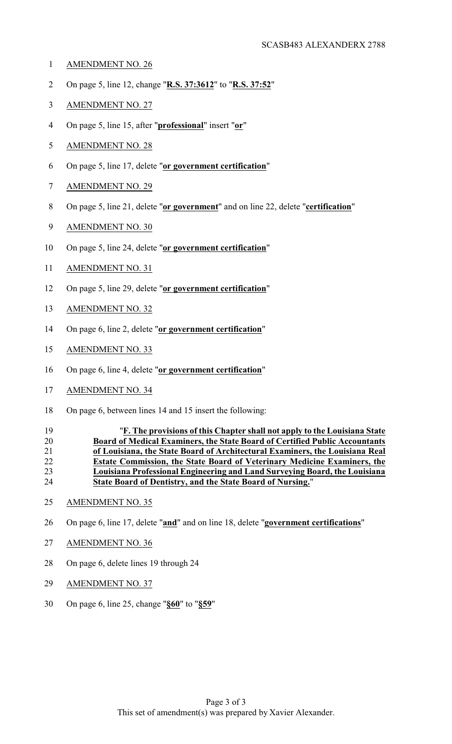AMENDMENT NO. 26

On page 5, line 12, change "**R.S. 37:3612**" to "**R.S. 37:52**"

AMENDMENT NO. 27

On page 5, line 15, after "**professional**" insert "**or**"

AMENDMENT NO. 28

On page 5, line 17, delete "**or government certification**"

AMENDMENT NO. 29

On page 5, line 21, delete "**or government**" and on line 22, delete "**certification**"

AMENDMENT NO. 30

On page 5, line 24, delete "**or government certification**"

AMENDMENT NO. 31

On page 5, line 29, delete "**or government certification**"

AMENDMENT NO. 32

On page 6, line 2, delete "**or government certification**"

AMENDMENT NO. 33

On page 6, line 4, delete "**or government certification**"

AMENDMENT NO. 34

On page 6, between lines 14 and 15 insert the following:

"**F. The provisions of this Chapter shall not apply to the Louisiana State Board of Medical Examiners, the State Board of Certified Public Accountants of Louisiana, the State Board of Architectural Examiners, the Louisiana Real Estate Commission, the State Board of Veterinary Medicine Examiners, the Louisiana Professional Engineering and Land Surveying Board, the Louisiana State Board of Dentistry, and the State Board of Nursing.**"

AMENDMENT NO. 35

On page 6, line 17, delete "**and**" and on line 18, delete "**government certifications**"

AMENDMENT NO. 36

On page 6, delete lines 19 through 24

AMENDMENT NO. 37

On page 6, line 25, change "**§60**" to "**§59**"

This set of amendment(s) was prepared by Xavier Alexander.